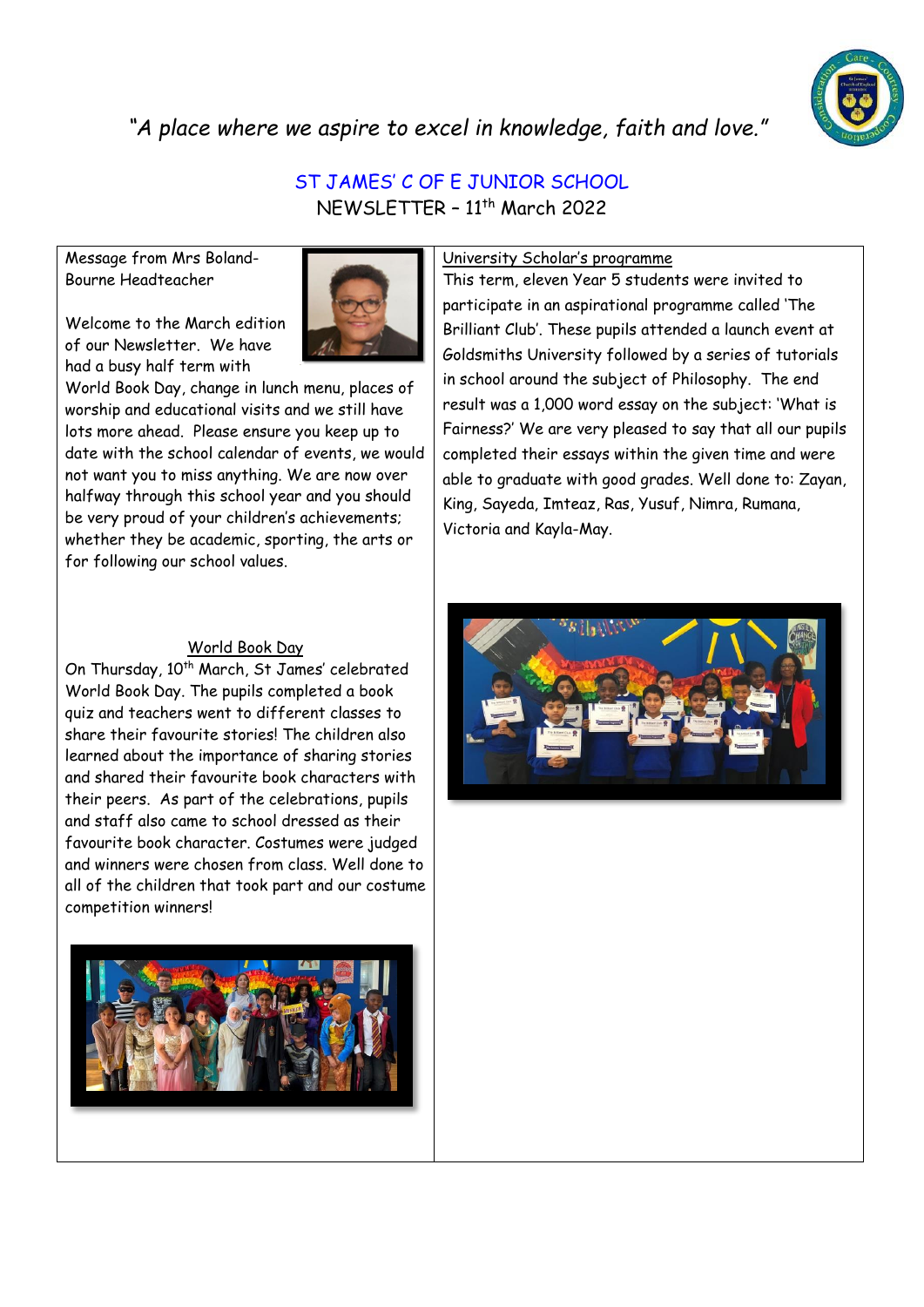*"A place where we aspire to excel in knowledge, faith and love."*

# ST JAMES' C OF E JUNIOR SCHOOL

## NEWSLETTER – 11th March 2022

Message from Mrs Boland-Bourne Headteacher

Welcome to the March edition of our Newsletter. We have had a busy half term with World Book Day, change in lunch menu, places of worship and educational visits and we still have lots more ahead. Please ensure you keep up to date with the school calendar of events, we would not want you to miss anything. We are now over halfway through this school year and you should be very proud of your children's achievements; whether they be academic, sporting, the arts or for following our school values.

### World Book Day

On Thursday, 10th March, St James' celebrated World Book Day. The pupils completed a book quiz and teachers went to different classes to share their favourite stories! The children also learned about the importance of sharing stories and shared their favourite book characters with their peers. As part of the celebrations, pupils and staff also came to school dressed as their favourite book character. Costumes were judged and winners were chosen from class. Well done to all of the children that took part and our costume competition winners!

### University Scholar's programme

This term, eleven Year 5 students were invited to participate in an aspirational programme called 'The Brilliant Club'. These pupils attended a launch event at Goldsmiths University followed by a series of tutorials in school around the subject of Philosophy. The end result was a 1,000 word essay on the subject: 'What is Fairness?' We are very pleased to say that all our pupils completed their essays within the given time and were able to graduate with good grades. Well done to: Zayan, King, Sayeda, Imteaz, Ras, Yusuf, Nimra, Rumana, Victoria and Kayla-May.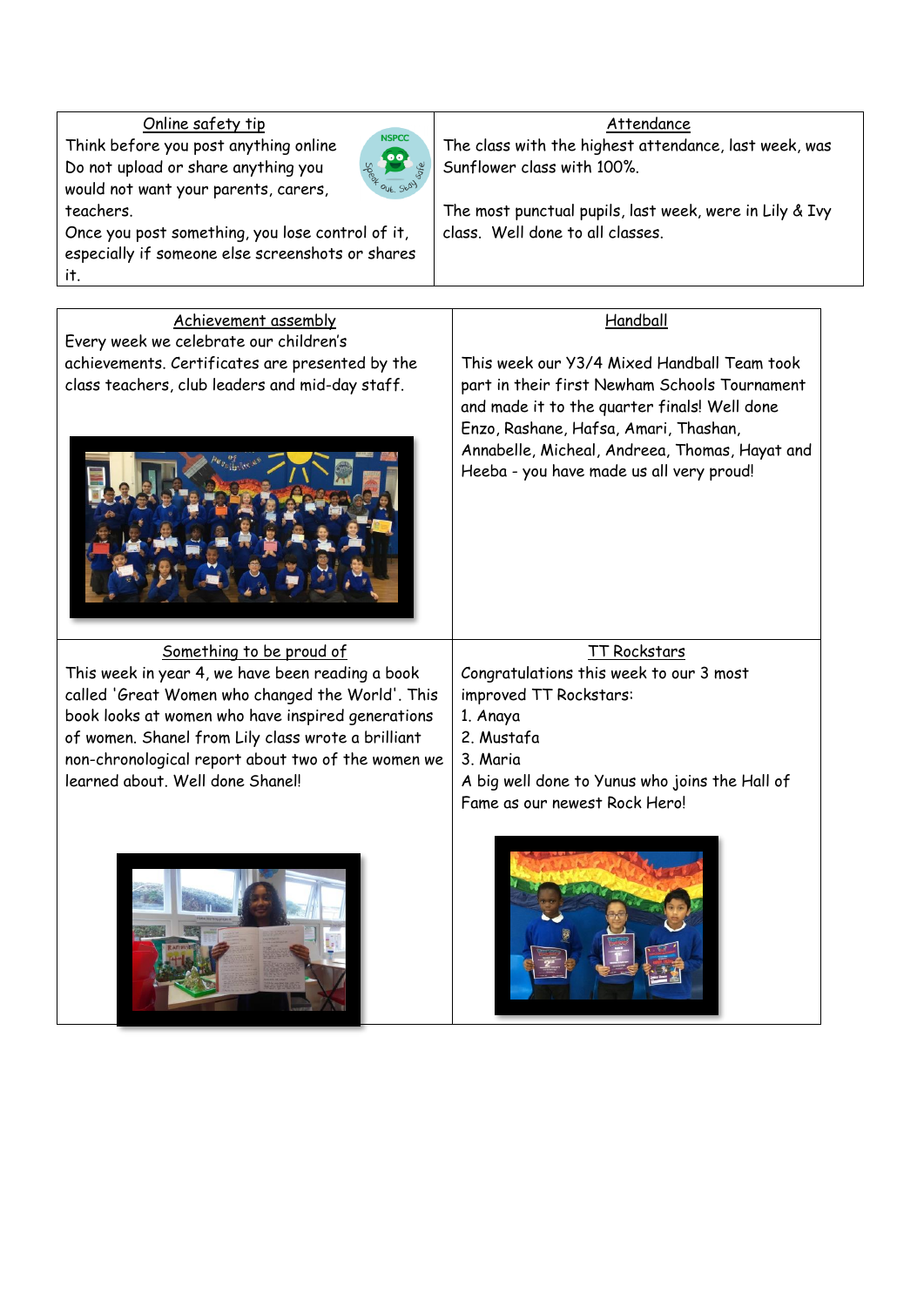## Online safety tip

Think before you post anything online
Do not upload or share anything you would not want your parents, carers, teachers.
Once you post something, you lose control of it, especially if someone else screenshots or shares it.

## Attendance

The class with the highest attendance, last week, was Sunflower class with 100%.

The most punctual pupils, last week, were in Lily & Ivy class. Well done to all classes.

## Achievement assembly

Every week we celebrate our children's achievements. Certificates are presented by the class teachers, club leaders and mid-day staff.

## Handball

This week our Y3/4 Mixed Handball Team took part in their first Newham Schools Tournament and made it to the quarter finals! Well done Enzo, Rashane, Hafsa, Amari, Thashan, Annabelle, Micheal, Andreea, Thomas, Hayat and Heeba - you have made us all very proud!

## Something to be proud of

This week in year 4, we have been reading a book called 'Great Women who changed the World'. This book looks at women who have inspired generations of women. Shanel from Lily class wrote a brilliant non-chronological report about two of the women we learned about. Well done Shanel!

## TT Rockstars

Congratulations this week to our 3 most improved TT Rockstars:

1. Anaya
2. Mustafa
3. Maria

A big well done to Yunus who joins the Hall of Fame as our newest Rock Hero!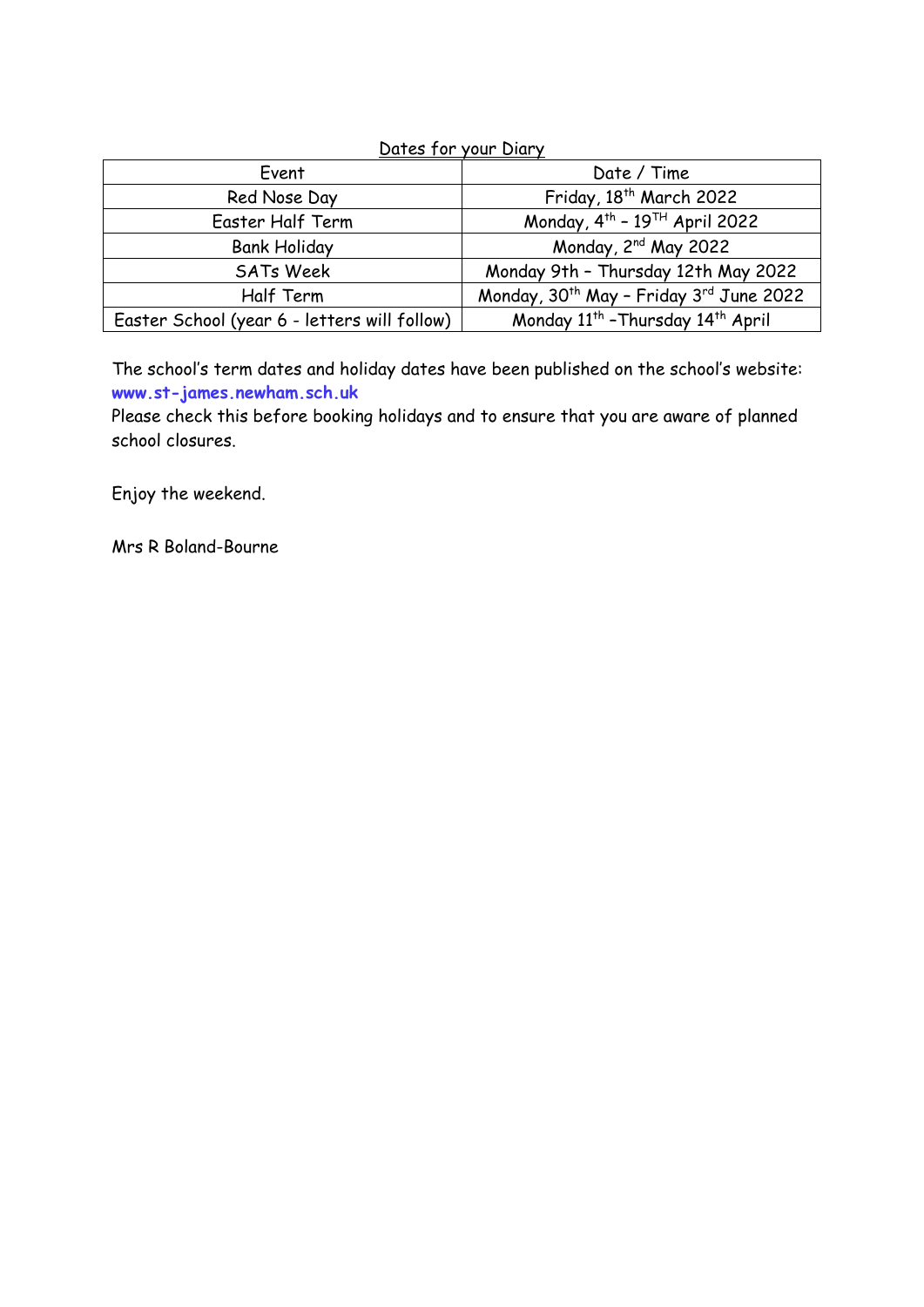Dates for your Diary

| Event | Date / Time |
| --- | --- |
| Red Nose Day | Friday, 18th March 2022 |
| Easter Half Term | Monday, 4th – 19TH April 2022 |
| Bank Holiday | Monday, 2nd May 2022 |
| SATs Week | Monday 9th – Thursday 12th May 2022 |
| Half Term | Monday, 30th May – Friday 3rd June 2022 |
| Easter School (year 6 - letters will follow) | Monday 11th –Thursday 14th April |

The school's term dates and holiday dates have been published on the school's website: **www.st-james.newham.sch.uk**
Please check this before booking holidays and to ensure that you are aware of planned school closures.

Enjoy the weekend.

Mrs R Boland-Bourne